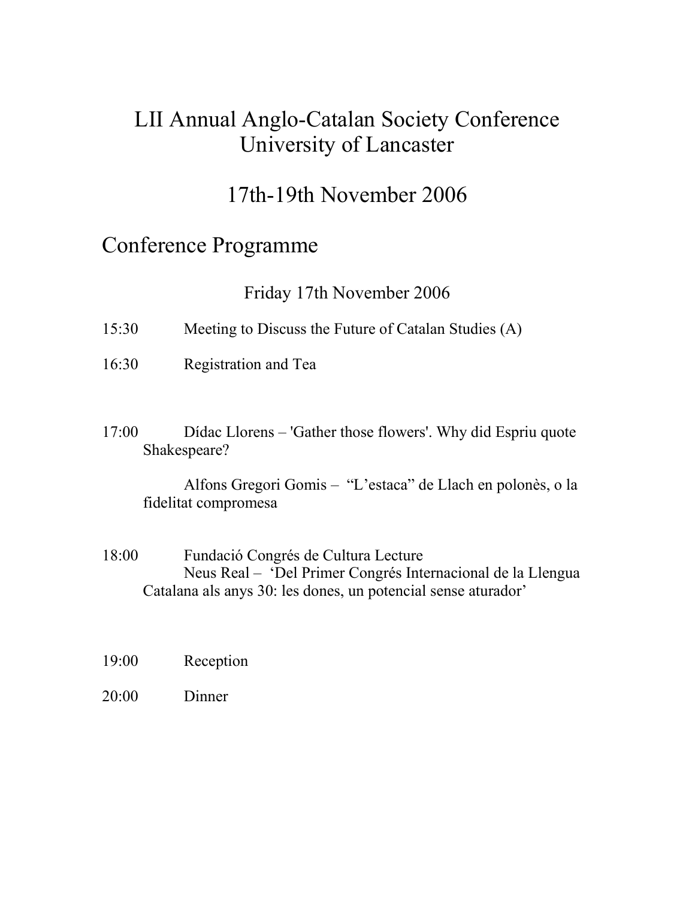# LII Annual Anglo-Catalan Society Conference
# University of Lancaster

# 17th-19th November 2006

## Conference Programme

### Friday 17th November 2006

15:30 Meeting to Discuss the Future of Catalan Studies (A)

16:30 Registration and Tea

17:00 Dídac Llorens – 'Gather those flowers'. Why did Espriu quote Shakespeare?

Alfons Gregori Gomis – "L'estaca" de Llach en polonès, o la fidelitat compromesa

18:00 Fundació Congrés de Cultura Lecture
Neus Real – 'Del Primer Congrés Internacional de la Llengua Catalana als anys 30: les dones, un potencial sense aturador'

19:00 Reception

20:00 Dinner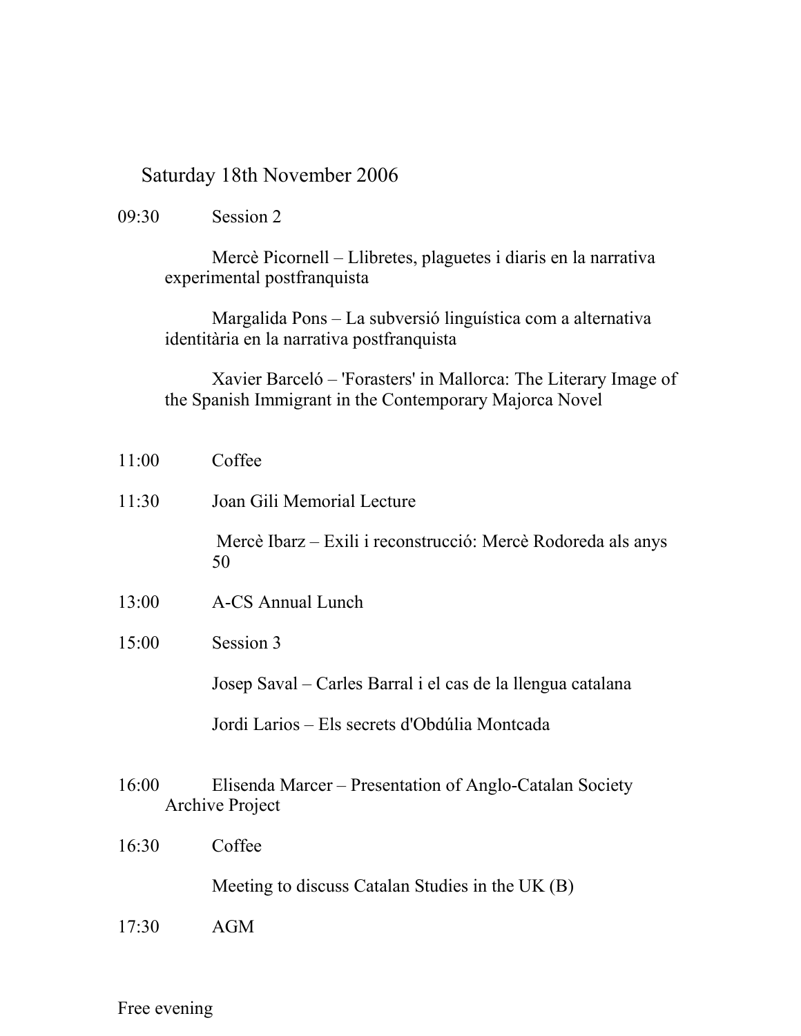## Saturday 18th November 2006

09:30 Session 2

Mercè Picornell – Llibretes, plaguetes i diaris en la narrativa experimental postfranquista

Margalida Pons – La subversió linguística com a alternativa identitària en la narrativa postfranquista

Xavier Barceló – 'Forasters' in Mallorca: The Literary Image of the Spanish Immigrant in the Contemporary Majorca Novel

11:00 Coffee

11:30 Joan Gili Memorial Lecture

Mercè Ibarz – Exili i reconstrucció: Mercè Rodoreda als anys 50

13:00 A-CS Annual Lunch

15:00 Session 3

Josep Saval – Carles Barral i el cas de la llengua catalana

Jordi Larios – Els secrets d'Obdúlia Montcada

16:00 Elisenda Marcer – Presentation of Anglo-Catalan Society Archive Project

16:30 Coffee

Meeting to discuss Catalan Studies in the UK (B)

17:30 AGM

Free evening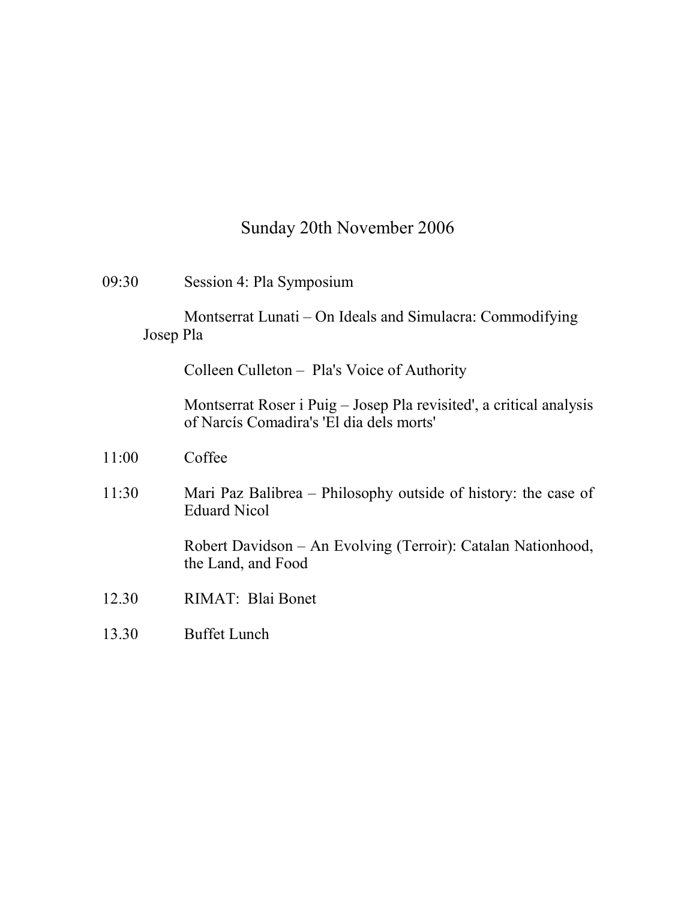## Sunday 20th November 2006

09:30 Session 4: Pla Symposium

Montserrat Lunati – On Ideals and Simulacra: Commodifying Josep Pla

Colleen Culleton – Pla's Voice of Authority

Montserrat Roser i Puig – Josep Pla revisited', a critical analysis of Narcís Comadira's 'El dia dels morts'

11:00 Coffee

11:30 Mari Paz Balibrea – Philosophy outside of history: the case of Eduard Nicol

Robert Davidson – An Evolving (Terroir): Catalan Nationhood, the Land, and Food

12.30 RIMAT: Blai Bonet

13.30 Buffet Lunch